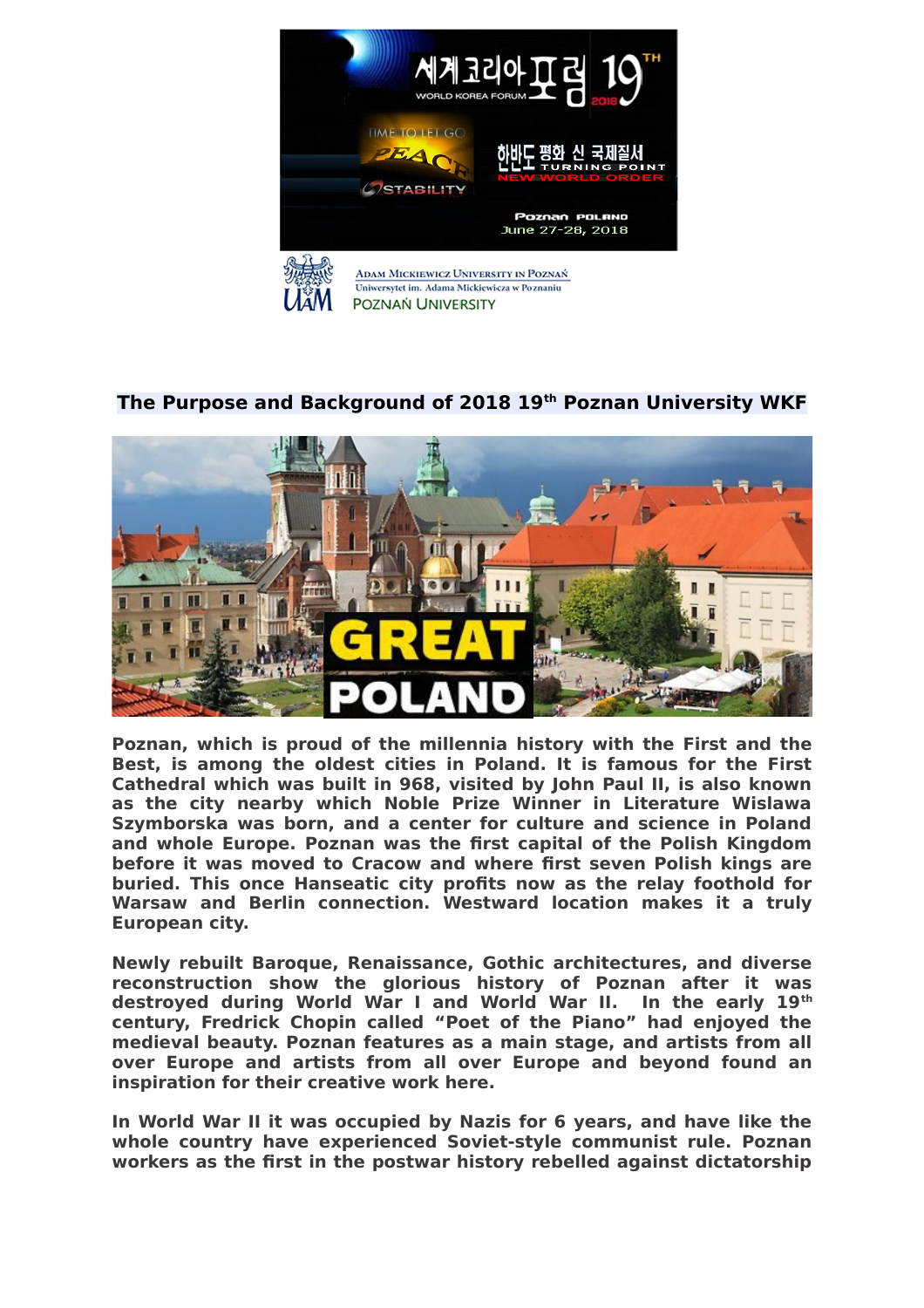## The Purpose and Background of 2018 19th Poznan University WKF

**Poznan, which is proud of the millennia history with the First and the Best, is among the oldest cities in Poland. It is famous for the First Cathedral which was built in 968, visited by John Paul II, is also known as the city nearby which Noble Prize Winner in Literature Wislawa Szymborska was born, and a center for culture and science in Poland and whole Europe. Poznan was the first capital of the Polish Kingdom before it was moved to Cracow and where first seven Polish kings are buried. This once Hanseatic city profits now as the relay foothold for Warsaw and Berlin connection. Westward location makes it a truly European city.**

**Newly rebuilt Baroque, Renaissance, Gothic architectures, and diverse reconstruction show the glorious history of Poznan after it was destroyed during World War I and World War II. In the early 19th century, Fredrick Chopin called "Poet of the Piano" had enjoyed the medieval beauty. Poznan features as a main stage, and artists from all over Europe and artists from all over Europe and beyond found an inspiration for their creative work here.**

**In World War II it was occupied by Nazis for 6 years, and have like the whole country have experienced Soviet-style communist rule. Poznan workers as the first in the postwar history rebelled against dictatorship**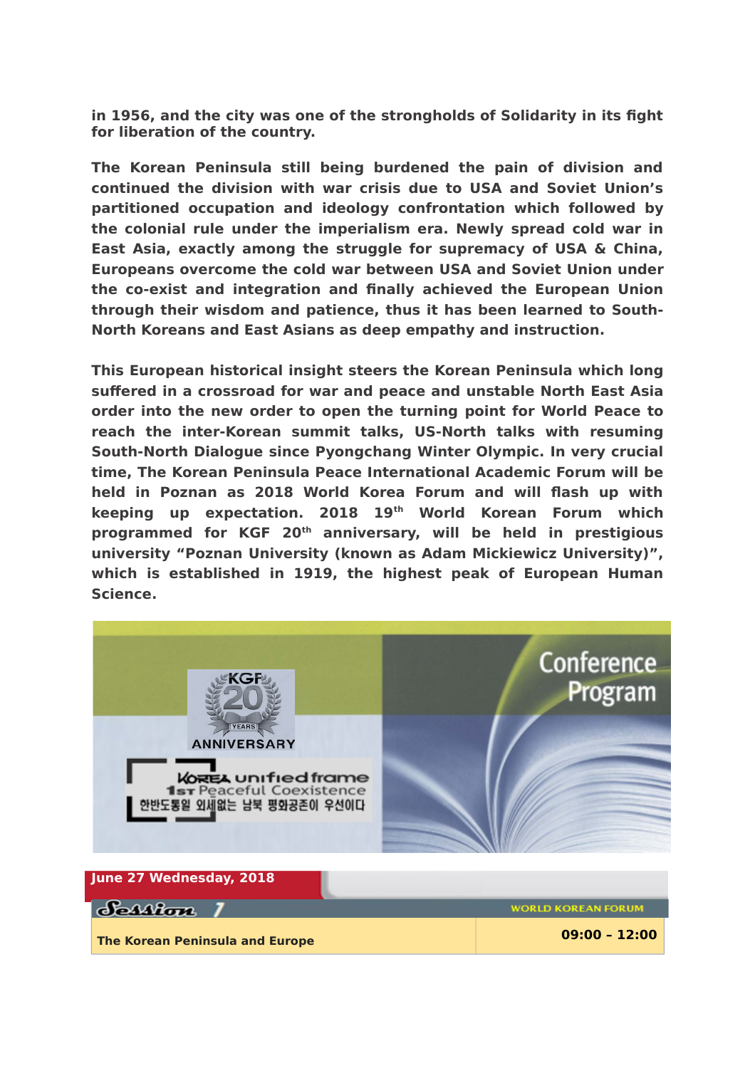**in 1956, and the city was one of the strongholds of Solidarity in its fight for liberation of the country.**

**The Korean Peninsula still being burdened the pain of division and continued the division with war crisis due to USA and Soviet Union's partitioned occupation and ideology confrontation which followed by the colonial rule under the imperialism era. Newly spread cold war in East Asia, exactly among the struggle for supremacy of USA & China, Europeans overcome the cold war between USA and Soviet Union under the co-exist and integration and finally achieved the European Union through their wisdom and patience, thus it has been learned to South-North Koreans and East Asians as deep empathy and instruction.**

**This European historical insight steers the Korean Peninsula which long suffered in a crossroad for war and peace and unstable North East Asia order into the new order to open the turning point for World Peace to reach the inter-Korean summit talks, US-North talks with resuming South-North Dialogue since Pyongchang Winter Olympic. In very crucial time, The Korean Peninsula Peace International Academic Forum will be held in Poznan as 2018 World Korea Forum and will flash up with keeping up expectation. 2018 19th World Korean Forum which programmed for KGF 20th anniversary, will be held in prestigious university "Poznan University (known as Adam Mickiewicz University)", which is established in 1919, the highest peak of European Human Science.**

KGF 20 YEARS ANNIVERSARY

KOREA unified frame
1st Peaceful Coexistence
한반도통일 외세없는 남북 평화공존이 우선이다

Conference Program

**June 27 Wednesday, 2018**

Session 7 — WORLD KOREAN FORUM

| **The Korean Peninsula and Europe** | **09:00 – 12:00** |
| --- | --- |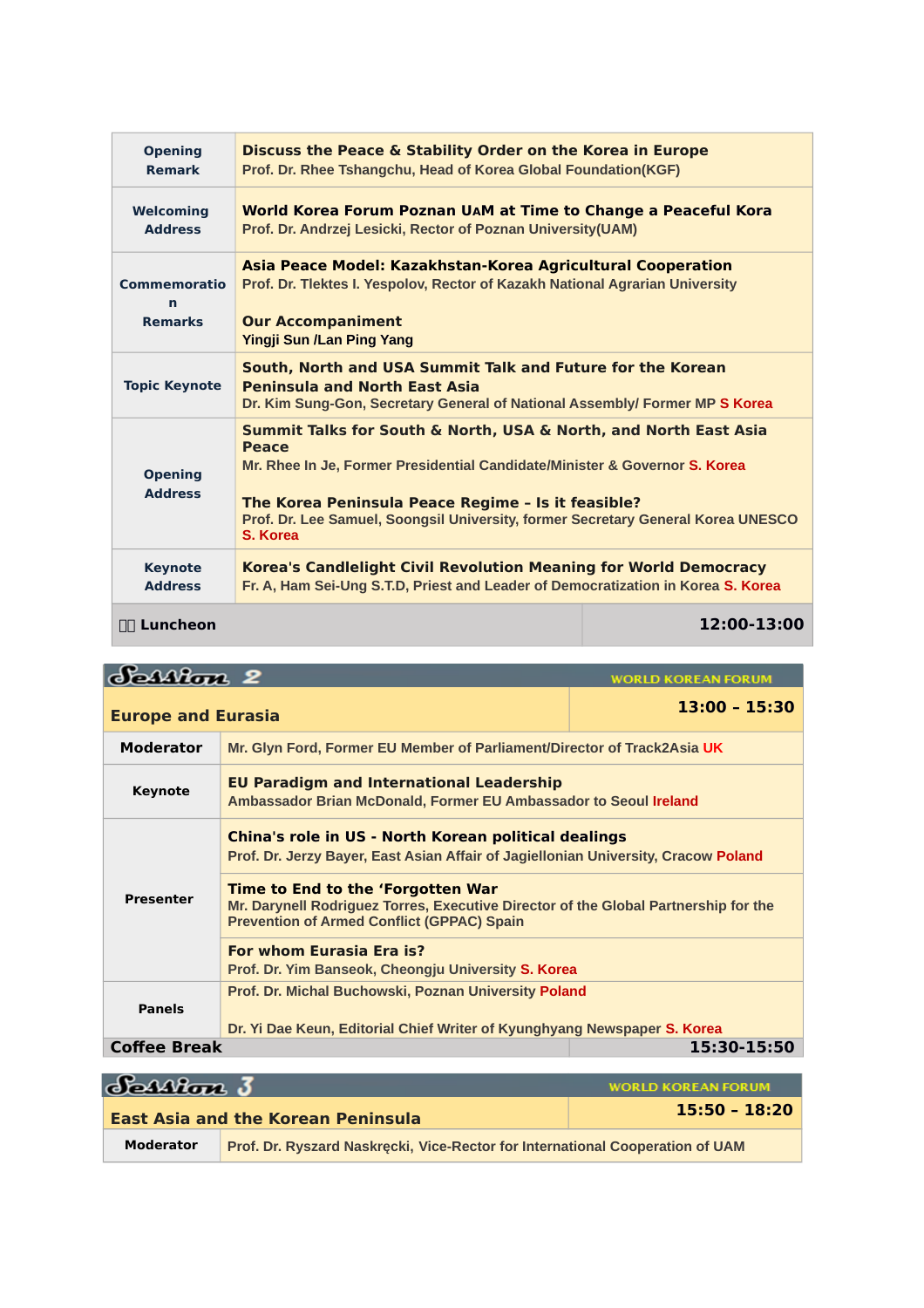| | |
|---|---|
| **Opening Remark** | **Discuss the Peace & Stability Order on the Korea in Europe**<br>Prof. Dr. Rhee Tshangchu, Head of Korea Global Foundation(KGF) |
| **Welcoming Address** | **World Korea Forum Poznan UAM at Time to Change a Peaceful Kora**<br>Prof. Dr. Andrzej Lesicki, Rector of Poznan University(UAM) |
| **Commemoration Remarks** | **Asia Peace Model: Kazakhstan-Korea Agricultural Cooperation**<br>Prof. Dr. Tlektes I. Yespolov, Rector of Kazakh National Agrarian University<br><br>**Our Accompaniment**<br>Yingji Sun /Lan Ping Yang |
| **Topic Keynote** | **South, North and USA Summit Talk and Future for the Korean Peninsula and North East Asia**<br>Dr. Kim Sung-Gon, Secretary General of National Assembly/ Former MP S Korea |
| **Opening Address** | **Summit Talks for South & North, USA & North, and North East Asia Peace**<br>Mr. Rhee In Je, Former Presidential Candidate/Minister & Governor S. Korea<br><br>**The Korea Peninsula Peace Regime – Is it feasible?**<br>Prof. Dr. Lee Samuel, Soongsil University, former Secretary General Korea UNESCO S. Korea |
| **Keynote Address** | **Korea's Candlelight Civil Revolution Meaning for World Democracy**<br>Fr. A, Ham Sei-Ung S.T.D, Priest and Leader of Democratization in Korea S. Korea |
| **Luncheon** | **12:00-13:00** |

## Session 2

WORLD KOREAN FORUM

| **Europe and Eurasia** | **13:00 – 15:30** |
|---|---|
| **Moderator** | Mr. Glyn Ford, Former EU Member of Parliament/Director of Track2Asia UK |
| **Keynote** | **EU Paradigm and International Leadership**<br>Ambassador Brian McDonald, Former EU Ambassador to Seoul Ireland |
| **Presenter** | **China's role in US - North Korean political dealings**<br>Prof. Dr. Jerzy Bayer, East Asian Affair of Jagiellonian University, Cracow Poland |
| | **Time to End to the 'Forgotten War**<br>Mr. Darynell Rodriguez Torres, Executive Director of the Global Partnership for the Prevention of Armed Conflict (GPPAC) Spain |
| | **For whom Eurasia Era is?**<br>Prof. Dr. Yim Banseok, Cheongju University S. Korea |
| **Panels** | Prof. Dr. Michal Buchowski, Poznan University Poland<br><br>Dr. Yi Dae Keun, Editorial Chief Writer of Kyunghyang Newspaper S. Korea |
| **Coffee Break** | **15:30-15:50** |

## Session 3

WORLD KOREAN FORUM

| **East Asia and the Korean Peninsula** | **15:50 – 18:20** |
|---|---|
| **Moderator** | Prof. Dr. Ryszard Naskręcki, Vice-Rector for International Cooperation of UAM |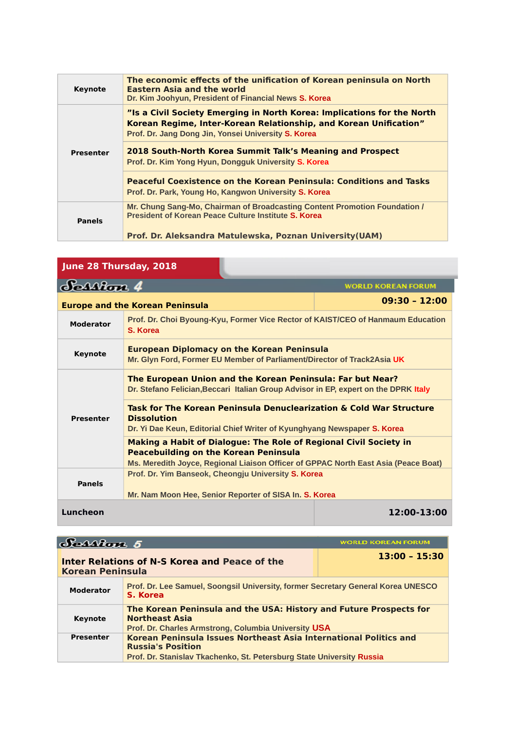| | |
|---|---|
| **Keynote** | **The economic effects of the unification of Korean peninsula on North Eastern Asia and the world**<br>Dr. Kim Joohyun, President of Financial News S. Korea |
| **Presenter** | **"Is a Civil Society Emerging in North Korea: Implications for the North Korean Regime, Inter-Korean Relationship, and Korean Unification"**<br>Prof. Dr. Jang Dong Jin, Yonsei University S. Korea |
| | **2018 South-North Korea Summit Talk's Meaning and Prospect**<br>Prof. Dr. Kim Yong Hyun, Dongguk University S. Korea |
| | **Peaceful Coexistence on the Korean Peninsula: Conditions and Tasks**<br>Prof. Dr. Park, Young Ho, Kangwon University S. Korea |
| **Panels** | Mr. Chung Sang-Mo, Chairman of Broadcasting Content Promotion Foundation / President of Korean Peace Culture Institute S. Korea<br><br>Prof. Dr. Aleksandra Matulewska, Poznan University(UAM) |

## June 28 Thursday, 2018

### Session 4 — WORLD KOREAN FORUM

| **Europe and the Korean Peninsula** | **09:30 – 12:00** |
|---|---|
| **Moderator** | Prof. Dr. Choi Byoung-Kyu, Former Vice Rector of KAIST/CEO of Hanmaum Education S. Korea |
| **Keynote** | **European Diplomacy on the Korean Peninsula**<br>Mr. Glyn Ford, Former EU Member of Parliament/Director of Track2Asia UK |
| **Presenter** | **The European Union and the Korean Peninsula: Far but Near?**<br>Dr. Stefano Felician,Beccari Italian Group Advisor in EP, expert on the DPRK Italy |
| | **Task for The Korean Peninsula Denuclearization & Cold War Structure Dissolution**<br>Dr. Yi Dae Keun, Editorial Chief Writer of Kyunghyang Newspaper S. Korea |
| | **Making a Habit of Dialogue: The Role of Regional Civil Society in Peacebuilding on the Korean Peninsula**<br>Ms. Meredith Joyce, Regional Liaison Officer of GPPAC North East Asia (Peace Boat) |
| **Panels** | Prof. Dr. Yim Banseok, Cheongju University S. Korea<br><br>Mr. Nam Moon Hee, Senior Reporter of SISA In. S. Korea |
| **Luncheon** | **12:00-13:00** |

### Session 5 — WORLD KOREAN FORUM

| **Inter Relations of N-S Korea and Peace of the Korean Peninsula** | **13:00 – 15:30** |
|---|---|
| **Moderator** | Prof. Dr. Lee Samuel, Soongsil University, former Secretary General Korea UNESCO S. Korea |
| **Keynote** | **The Korean Peninsula and the USA: History and Future Prospects for Northeast Asia**<br>Prof. Dr. Charles Armstrong, Columbia University USA |
| **Presenter** | **Korean Peninsula Issues Northeast Asia International Politics and Russia's Position**<br>Prof. Dr. Stanislav Tkachenko, St. Petersburg State University Russia |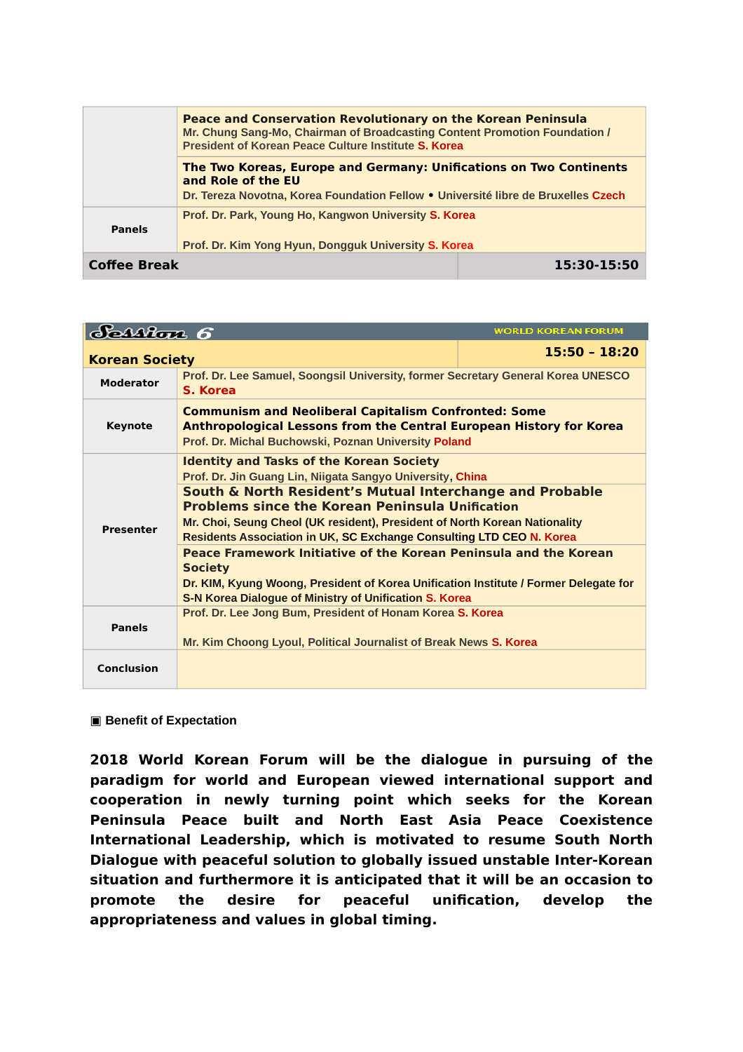| | |
|---|---|
| | **Peace and Conservation Revolutionary on the Korean Peninsula**<br>Mr. Chung Sang-Mo, Chairman of Broadcasting Content Promotion Foundation / President of Korean Peace Culture Institute S. Korea |
| | **The Two Koreas, Europe and Germany: Unifications on Two Continents and Role of the EU**<br>Dr. Tereza Novotna, Korea Foundation Fellow • Université libre de Bruxelles Czech |
| **Panels** | Prof. Dr. Park, Young Ho, Kangwon University S. Korea<br><br>Prof. Dr. Kim Yong Hyun, Dongguk University S. Korea |
| **Coffee Break** | **15:30-15:50** |

**Session 6** WORLD KOREAN FORUM

| **Korean Society** | **15:50 – 18:20** |
|---|---|
| **Moderator** | Prof. Dr. Lee Samuel, Soongsil University, former Secretary General Korea UNESCO S. Korea |
| **Keynote** | **Communism and Neoliberal Capitalism Confronted: Some Anthropological Lessons from the Central European History for Korea**<br>Prof. Dr. Michal Buchowski, Poznan University Poland |
| **Presenter** | **Identity and Tasks of the Korean Society**<br>Prof. Dr. Jin Guang Lin, Niigata Sangyo University, China |
| | **South & North Resident's Mutual Interchange and Probable Problems since the Korean Peninsula Unification**<br>Mr. Choi, Seung Cheol (UK resident), President of North Korean Nationality Residents Association in UK, SC Exchange Consulting LTD CEO N. Korea |
| | **Peace Framework Initiative of the Korean Peninsula and the Korean Society**<br>Dr. KIM, Kyung Woong, President of Korea Unification Institute / Former Delegate for S-N Korea Dialogue of Ministry of Unification S. Korea |
| **Panels** | Prof. Dr. Lee Jong Bum, President of Honam Korea S. Korea<br><br>Mr. Kim Choong Lyoul, Political Journalist of Break News S. Korea |
| **Conclusion** | |

▣ **Benefit of Expectation**

**2018 World Korean Forum will be the dialogue in pursuing of the paradigm for world and European viewed international support and cooperation in newly turning point which seeks for the Korean Peninsula Peace built and North East Asia Peace Coexistence International Leadership, which is motivated to resume South North Dialogue with peaceful solution to globally issued unstable Inter-Korean situation and furthermore it is anticipated that it will be an occasion to promote the desire for peaceful unification, develop the appropriateness and values in global timing.**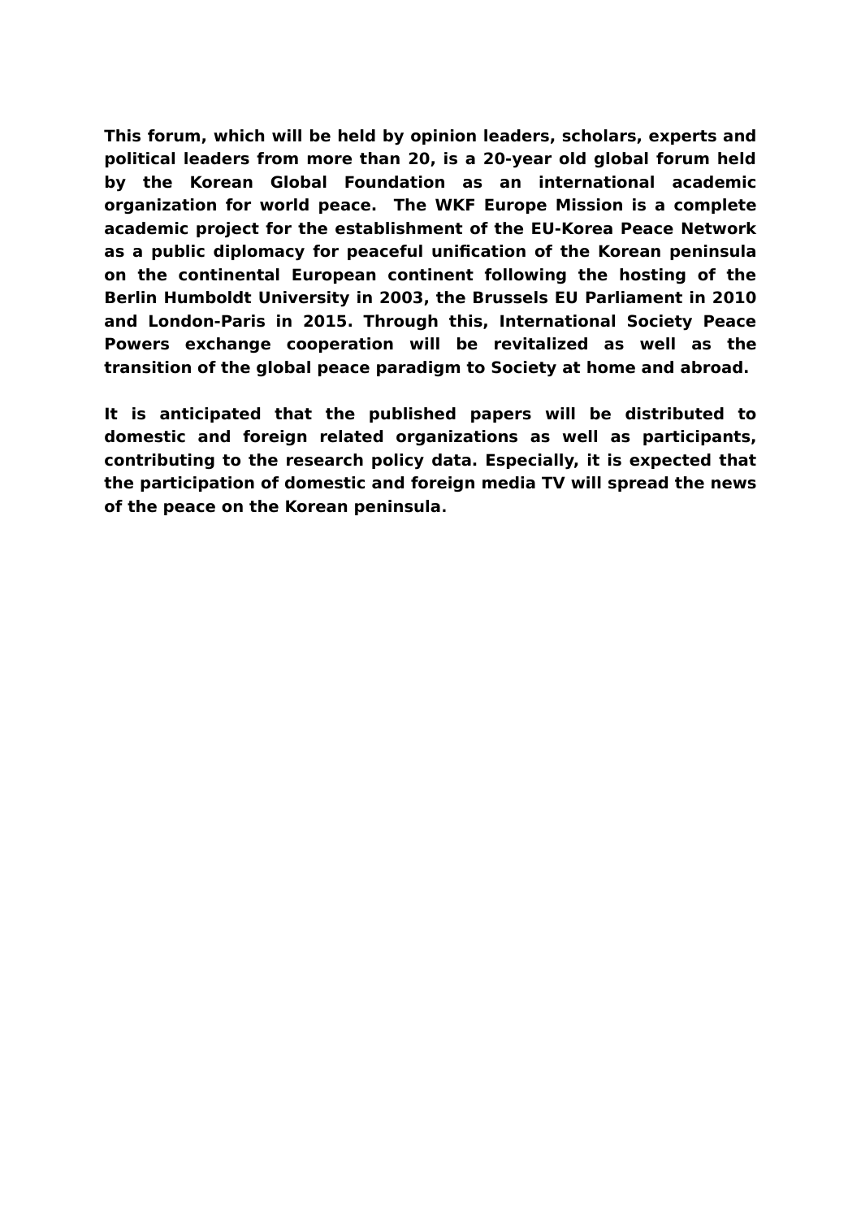**This forum, which will be held by opinion leaders, scholars, experts and political leaders from more than 20, is a 20-year old global forum held by the Korean Global Foundation as an international academic organization for world peace. The WKF Europe Mission is a complete academic project for the establishment of the EU-Korea Peace Network as a public diplomacy for peaceful unification of the Korean peninsula on the continental European continent following the hosting of the Berlin Humboldt University in 2003, the Brussels EU Parliament in 2010 and London-Paris in 2015. Through this, International Society Peace Powers exchange cooperation will be revitalized as well as the transition of the global peace paradigm to Society at home and abroad.**

**It is anticipated that the published papers will be distributed to domestic and foreign related organizations as well as participants, contributing to the research policy data. Especially, it is expected that the participation of domestic and foreign media TV will spread the news of the peace on the Korean peninsula.**